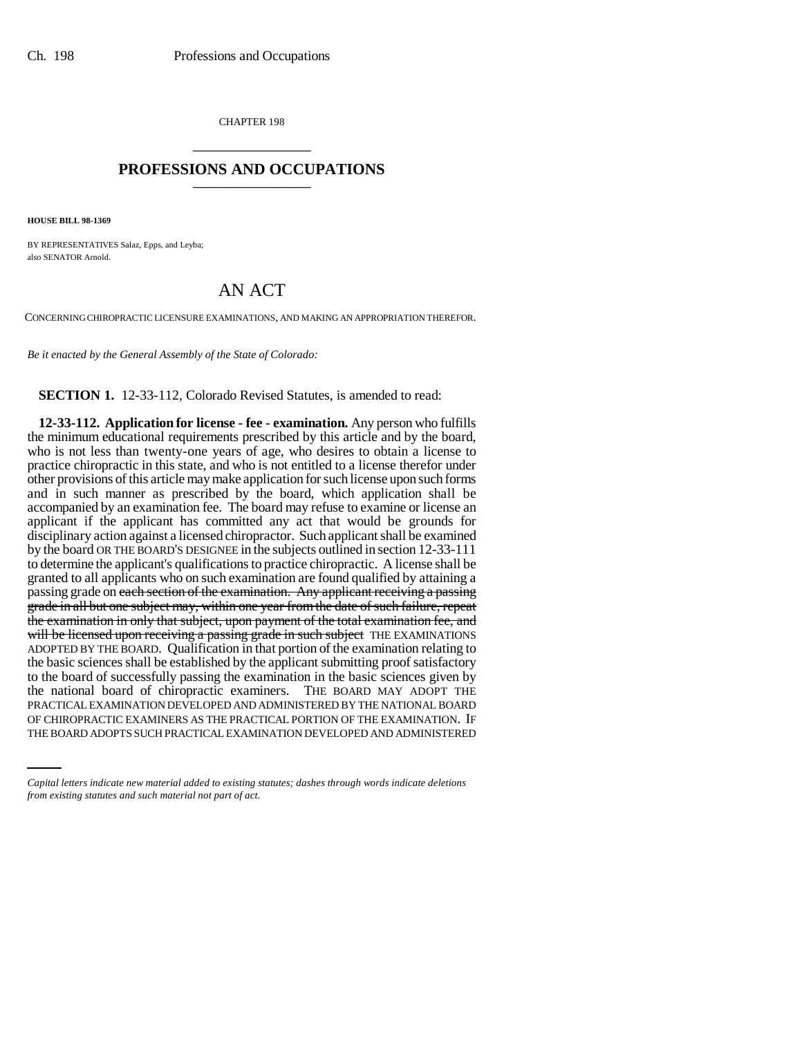CHAPTER 198

# PROFESSIONS AND OCCUPATIONS

**HOUSE BILL 98-1369**

BY REPRESENTATIVES Salaz, Epps, and Leyba;
also SENATOR Arnold.

## AN ACT

CONCERNING CHIROPRACTIC LICENSURE EXAMINATIONS, AND MAKING AN APPROPRIATION THEREFOR.

*Be it enacted by the General Assembly of the State of Colorado:*

**SECTION 1.** 12-33-112, Colorado Revised Statutes, is amended to read:

**12-33-112. Application for license - fee - examination.** Any person who fulfills the minimum educational requirements prescribed by this article and by the board, who is not less than twenty-one years of age, who desires to obtain a license to practice chiropractic in this state, and who is not entitled to a license therefor under other provisions of this article may make application for such license upon such forms and in such manner as prescribed by the board, which application shall be accompanied by an examination fee. The board may refuse to examine or license an applicant if the applicant has committed any act that would be grounds for disciplinary action against a licensed chiropractor. Such applicant shall be examined by the board OR THE BOARD'S DESIGNEE in the subjects outlined in section 12-33-111 to determine the applicant's qualifications to practice chiropractic. A license shall be granted to all applicants who on such examination are found qualified by attaining a passing grade on ~~each section of the examination. Any applicant receiving a passing grade in all but one subject may, within one year from the date of such failure, repeat the examination in only that subject, upon payment of the total examination fee, and will be licensed upon receiving a passing grade in such subject~~ THE EXAMINATIONS ADOPTED BY THE BOARD. Qualification in that portion of the examination relating to the basic sciences shall be established by the applicant submitting proof satisfactory to the board of successfully passing the examination in the basic sciences given by the national board of chiropractic examiners. THE BOARD MAY ADOPT THE PRACTICAL EXAMINATION DEVELOPED AND ADMINISTERED BY THE NATIONAL BOARD OF CHIROPRACTIC EXAMINERS AS THE PRACTICAL PORTION OF THE EXAMINATION. IF THE BOARD ADOPTS SUCH PRACTICAL EXAMINATION DEVELOPED AND ADMINISTERED

*Capital letters indicate new material added to existing statutes; dashes through words indicate deletions from existing statutes and such material not part of act.*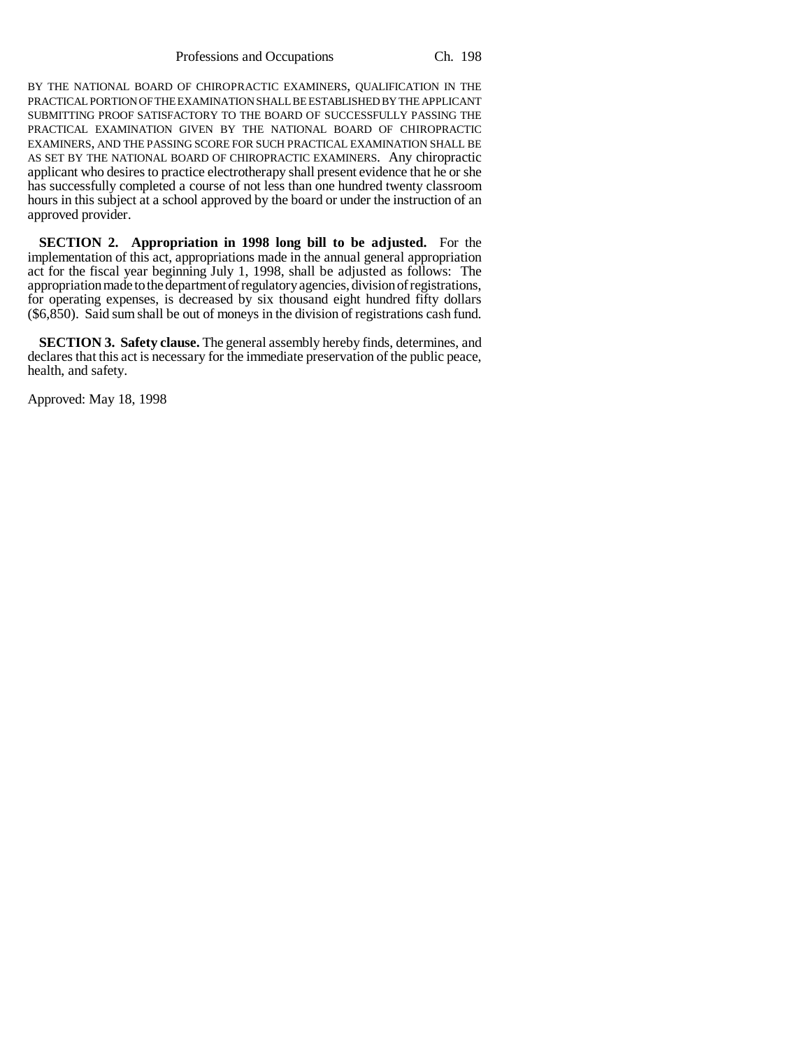BY THE NATIONAL BOARD OF CHIROPRACTIC EXAMINERS, QUALIFICATION IN THE PRACTICAL PORTION OF THE EXAMINATION SHALL BE ESTABLISHED BY THE APPLICANT SUBMITTING PROOF SATISFACTORY TO THE BOARD OF SUCCESSFULLY PASSING THE PRACTICAL EXAMINATION GIVEN BY THE NATIONAL BOARD OF CHIROPRACTIC EXAMINERS, AND THE PASSING SCORE FOR SUCH PRACTICAL EXAMINATION SHALL BE AS SET BY THE NATIONAL BOARD OF CHIROPRACTIC EXAMINERS. Any chiropractic applicant who desires to practice electrotherapy shall present evidence that he or she has successfully completed a course of not less than one hundred twenty classroom hours in this subject at a school approved by the board or under the instruction of an approved provider.

**SECTION 2. Appropriation in 1998 long bill to be adjusted.** For the implementation of this act, appropriations made in the annual general appropriation act for the fiscal year beginning July 1, 1998, shall be adjusted as follows: The appropriation made to the department of regulatory agencies, division of registrations, for operating expenses, is decreased by six thousand eight hundred fifty dollars ($6,850). Said sum shall be out of moneys in the division of registrations cash fund.

**SECTION 3. Safety clause.** The general assembly hereby finds, determines, and declares that this act is necessary for the immediate preservation of the public peace, health, and safety.

Approved: May 18, 1998